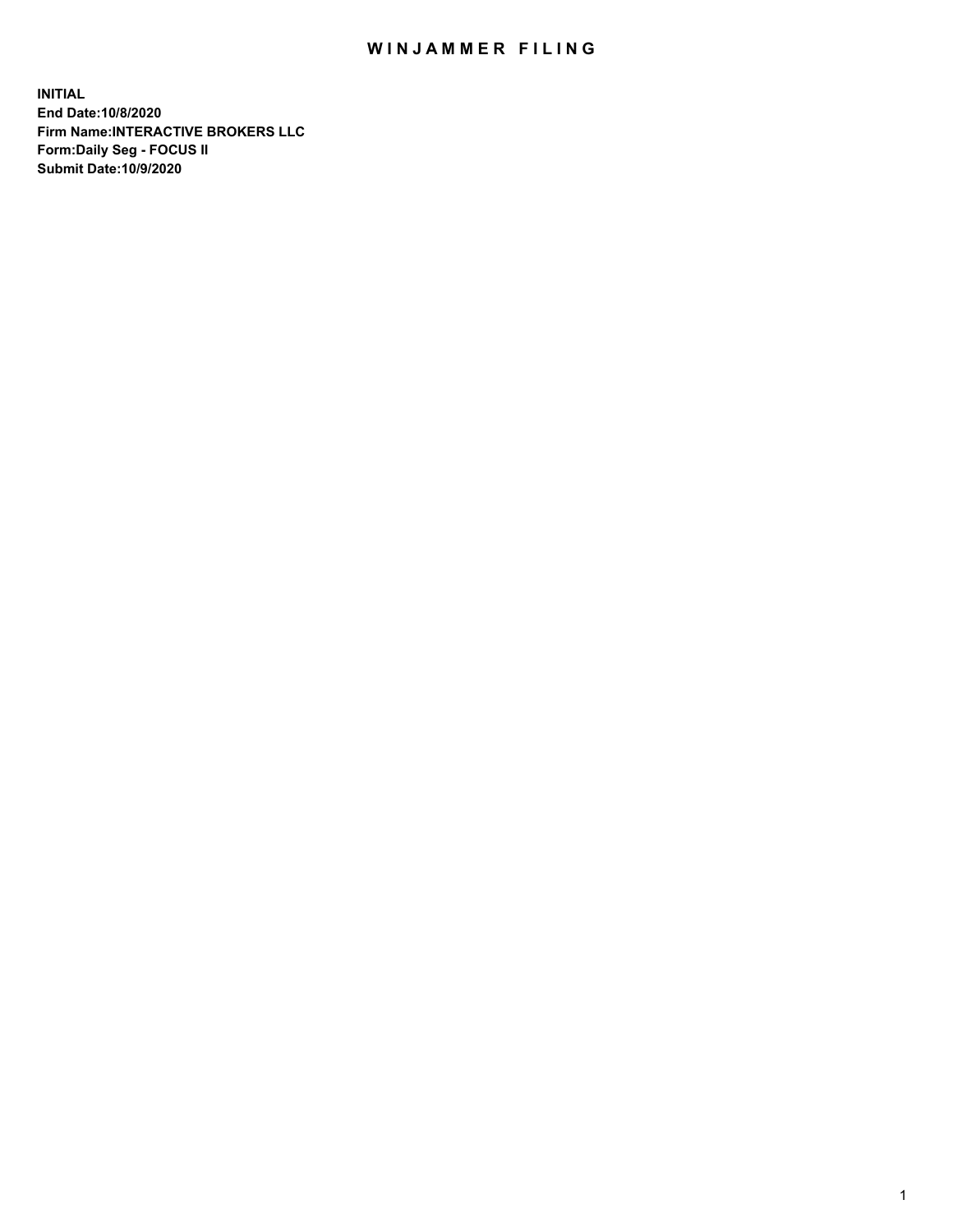# WINJAMMER FILING

**INITIAL**
**End Date:10/8/2020**
**Firm Name:INTERACTIVE BROKERS LLC**
**Form:Daily Seg - FOCUS II**
**Submit Date:10/9/2020**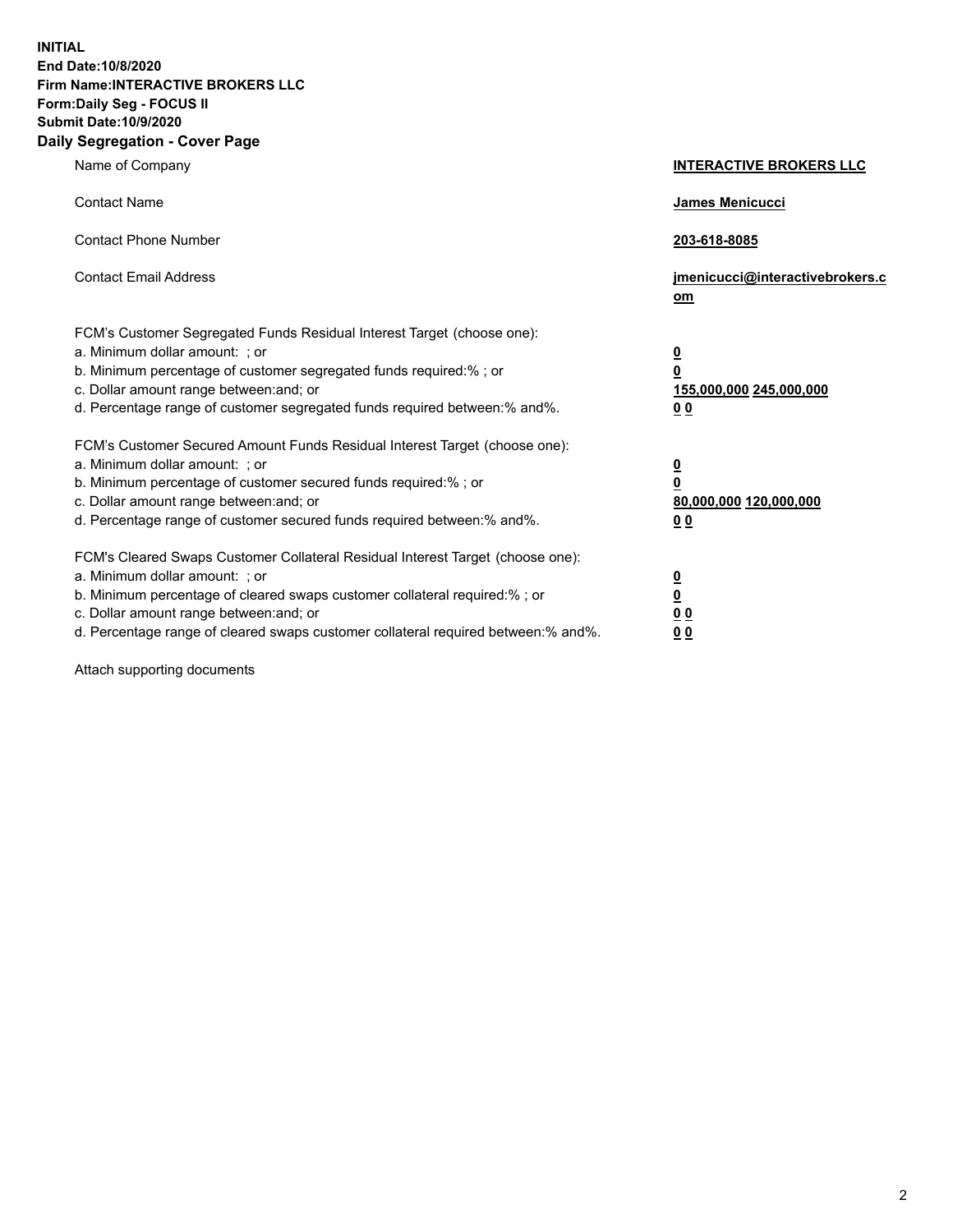**INITIAL**
**End Date:10/8/2020**
**Firm Name:INTERACTIVE BROKERS LLC**
**Form:Daily Seg - FOCUS II**
**Submit Date:10/9/2020**

## Daily Segregation - Cover Page

| | |
|---|---|
| Name of Company | **INTERACTIVE BROKERS LLC** |
| Contact Name | **James Menicucci** |
| Contact Phone Number | **203-618-8085** |
| Contact Email Address | **jmenicucci@interactivebrokers.com** |

FCM's Customer Segregated Funds Residual Interest Target (choose one):

| | |
|---|---|
| a. Minimum dollar amount: ; or | **0** |
| b. Minimum percentage of customer segregated funds required:% ; or | **0** |
| c. Dollar amount range between:and; or | **155,000,000 245,000,000** |
| d. Percentage range of customer segregated funds required between:% and%. | **0 0** |

FCM's Customer Secured Amount Funds Residual Interest Target (choose one):

| | |
|---|---|
| a. Minimum dollar amount: ; or | **0** |
| b. Minimum percentage of customer secured funds required:% ; or | **0** |
| c. Dollar amount range between:and; or | **80,000,000 120,000,000** |
| d. Percentage range of customer secured funds required between:% and%. | **0 0** |

FCM's Cleared Swaps Customer Collateral Residual Interest Target (choose one):

| | |
|---|---|
| a. Minimum dollar amount: ; or | **0** |
| b. Minimum percentage of cleared swaps customer collateral required:% ; or | **0** |
| c. Dollar amount range between:and; or | **0 0** |
| d. Percentage range of cleared swaps customer collateral required between:% and%. | **0 0** |

Attach supporting documents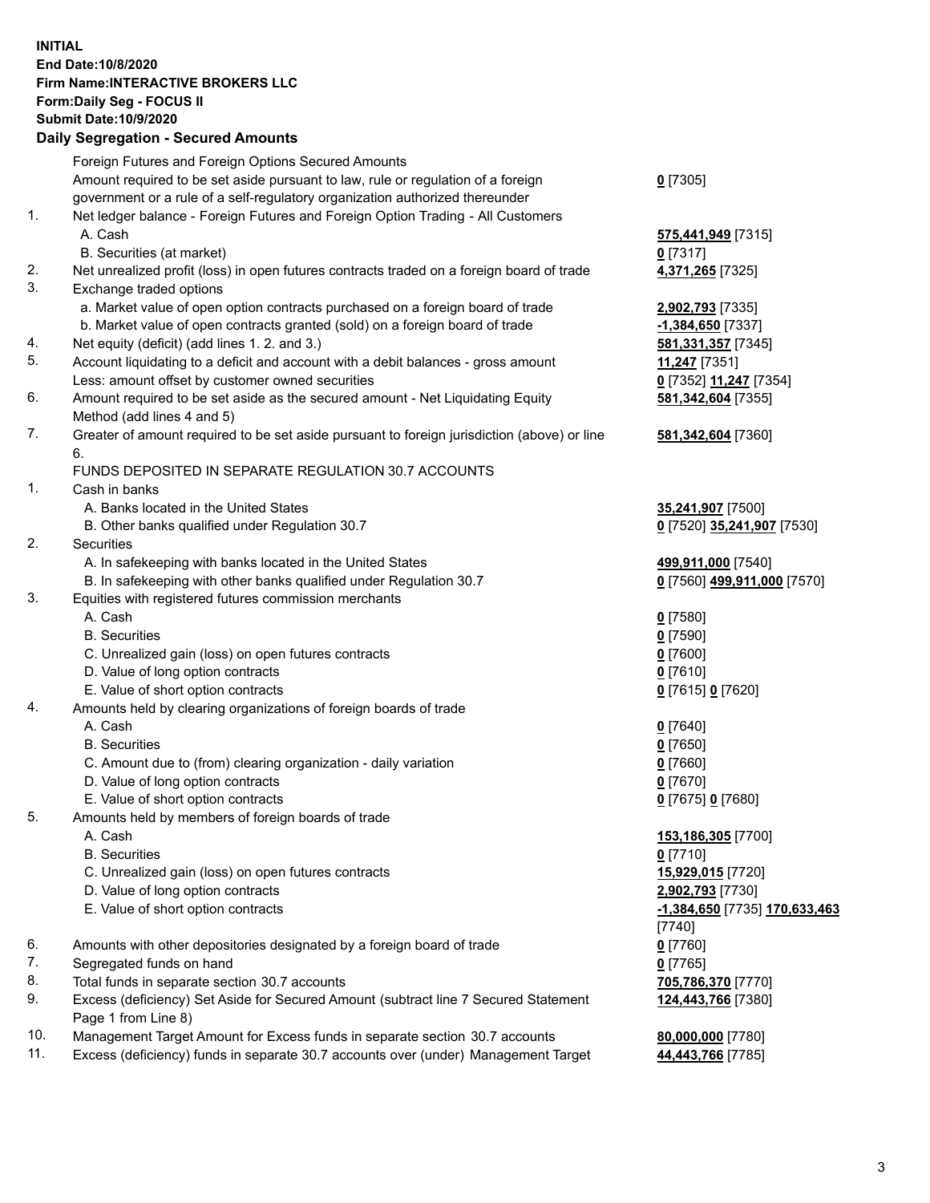**INITIAL**
**End Date:10/8/2020**
**Firm Name:INTERACTIVE BROKERS LLC**
**Form:Daily Seg - FOCUS II**
**Submit Date:10/9/2020**

## Daily Segregation - Secured Amounts

| | | |
|---|---|---|
| | Foreign Futures and Foreign Options Secured Amounts | |
| | Amount required to be set aside pursuant to law, rule or regulation of a foreign government or a rule of a self-regulatory organization authorized thereunder | **0** [7305] |
| 1. | Net ledger balance - Foreign Futures and Foreign Option Trading - All Customers | |
| | A. Cash | **575,441,949** [7315] |
| | B. Securities (at market) | **0** [7317] |
| 2. | Net unrealized profit (loss) in open futures contracts traded on a foreign board of trade | **4,371,265** [7325] |
| 3. | Exchange traded options | |
| | a. Market value of open option contracts purchased on a foreign board of trade | **2,902,793** [7335] |
| | b. Market value of open contracts granted (sold) on a foreign board of trade | **-1,384,650** [7337] |
| 4. | Net equity (deficit) (add lines 1. 2. and 3.) | **581,331,357** [7345] |
| 5. | Account liquidating to a deficit and account with a debit balances - gross amount | **11,247** [7351] |
| | Less: amount offset by customer owned securities | **0** [7352] **11,247** [7354] |
| 6. | Amount required to be set aside as the secured amount - Net Liquidating Equity Method (add lines 4 and 5) | **581,342,604** [7355] |
| 7. | Greater of amount required to be set aside pursuant to foreign jurisdiction (above) or line 6. | **581,342,604** [7360] |
| | FUNDS DEPOSITED IN SEPARATE REGULATION 30.7 ACCOUNTS | |
| 1. | Cash in banks | |
| | A. Banks located in the United States | **35,241,907** [7500] |
| | B. Other banks qualified under Regulation 30.7 | **0** [7520] **35,241,907** [7530] |
| 2. | Securities | |
| | A. In safekeeping with banks located in the United States | **499,911,000** [7540] |
| | B. In safekeeping with other banks qualified under Regulation 30.7 | **0** [7560] **499,911,000** [7570] |
| 3. | Equities with registered futures commission merchants | |
| | A. Cash | **0** [7580] |
| | B. Securities | **0** [7590] |
| | C. Unrealized gain (loss) on open futures contracts | **0** [7600] |
| | D. Value of long option contracts | **0** [7610] |
| | E. Value of short option contracts | **0** [7615] **0** [7620] |
| 4. | Amounts held by clearing organizations of foreign boards of trade | |
| | A. Cash | **0** [7640] |
| | B. Securities | **0** [7650] |
| | C. Amount due to (from) clearing organization - daily variation | **0** [7660] |
| | D. Value of long option contracts | **0** [7670] |
| | E. Value of short option contracts | **0** [7675] **0** [7680] |
| 5. | Amounts held by members of foreign boards of trade | |
| | A. Cash | **153,186,305** [7700] |
| | B. Securities | **0** [7710] |
| | C. Unrealized gain (loss) on open futures contracts | **15,929,015** [7720] |
| | D. Value of long option contracts | **2,902,793** [7730] |
| | E. Value of short option contracts | **-1,384,650** [7735] **170,633,463** [7740] |
| 6. | Amounts with other depositories designated by a foreign board of trade | **0** [7760] |
| 7. | Segregated funds on hand | **0** [7765] |
| 8. | Total funds in separate section 30.7 accounts | **705,786,370** [7770] |
| 9. | Excess (deficiency) Set Aside for Secured Amount (subtract line 7 Secured Statement Page 1 from Line 8) | **124,443,766** [7380] |
| 10. | Management Target Amount for Excess funds in separate section 30.7 accounts | **80,000,000** [7780] |
| 11. | Excess (deficiency) funds in separate 30.7 accounts over (under) Management Target | **44,443,766** [7785] |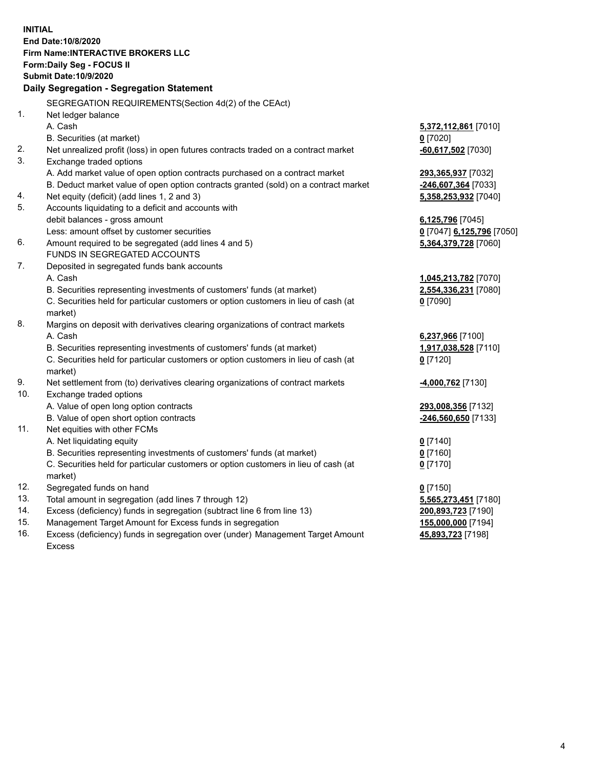**INITIAL**
**End Date:10/8/2020**
**Firm Name:INTERACTIVE BROKERS LLC**
**Form:Daily Seg - FOCUS II**
**Submit Date:10/9/2020**

**Daily Segregation - Segregation Statement**

| | | |
|---|---|---|
| | SEGREGATION REQUIREMENTS(Section 4d(2) of the CEAct) | |
| 1. | Net ledger balance | |
| | A. Cash | **5,372,112,861** [7010] |
| | B. Securities (at market) | **0** [7020] |
| 2. | Net unrealized profit (loss) in open futures contracts traded on a contract market | **-60,617,502** [7030] |
| 3. | Exchange traded options | |
| | A. Add market value of open option contracts purchased on a contract market | **293,365,937** [7032] |
| | B. Deduct market value of open option contracts granted (sold) on a contract market | **-246,607,364** [7033] |
| 4. | Net equity (deficit) (add lines 1, 2 and 3) | **5,358,253,932** [7040] |
| 5. | Accounts liquidating to a deficit and accounts with | |
| | debit balances - gross amount | **6,125,796** [7045] |
| | Less: amount offset by customer securities | **0** [7047] **6,125,796** [7050] |
| 6. | Amount required to be segregated (add lines 4 and 5) | **5,364,379,728** [7060] |
| | FUNDS IN SEGREGATED ACCOUNTS | |
| 7. | Deposited in segregated funds bank accounts | |
| | A. Cash | **1,045,213,782** [7070] |
| | B. Securities representing investments of customers' funds (at market) | **2,554,336,231** [7080] |
| | C. Securities held for particular customers or option customers in lieu of cash (at market) | **0** [7090] |
| 8. | Margins on deposit with derivatives clearing organizations of contract markets | |
| | A. Cash | **6,237,966** [7100] |
| | B. Securities representing investments of customers' funds (at market) | **1,917,038,528** [7110] |
| | C. Securities held for particular customers or option customers in lieu of cash (at market) | **0** [7120] |
| 9. | Net settlement from (to) derivatives clearing organizations of contract markets | **-4,000,762** [7130] |
| 10. | Exchange traded options | |
| | A. Value of open long option contracts | **293,008,356** [7132] |
| | B. Value of open short option contracts | **-246,560,650** [7133] |
| 11. | Net equities with other FCMs | |
| | A. Net liquidating equity | **0** [7140] |
| | B. Securities representing investments of customers' funds (at market) | **0** [7160] |
| | C. Securities held for particular customers or option customers in lieu of cash (at market) | **0** [7170] |
| 12. | Segregated funds on hand | **0** [7150] |
| 13. | Total amount in segregation (add lines 7 through 12) | **5,565,273,451** [7180] |
| 14. | Excess (deficiency) funds in segregation (subtract line 6 from line 13) | **200,893,723** [7190] |
| 15. | Management Target Amount for Excess funds in segregation | **155,000,000** [7194] |
| 16. | Excess (deficiency) funds in segregation over (under) Management Target Amount Excess | **45,893,723** [7198] |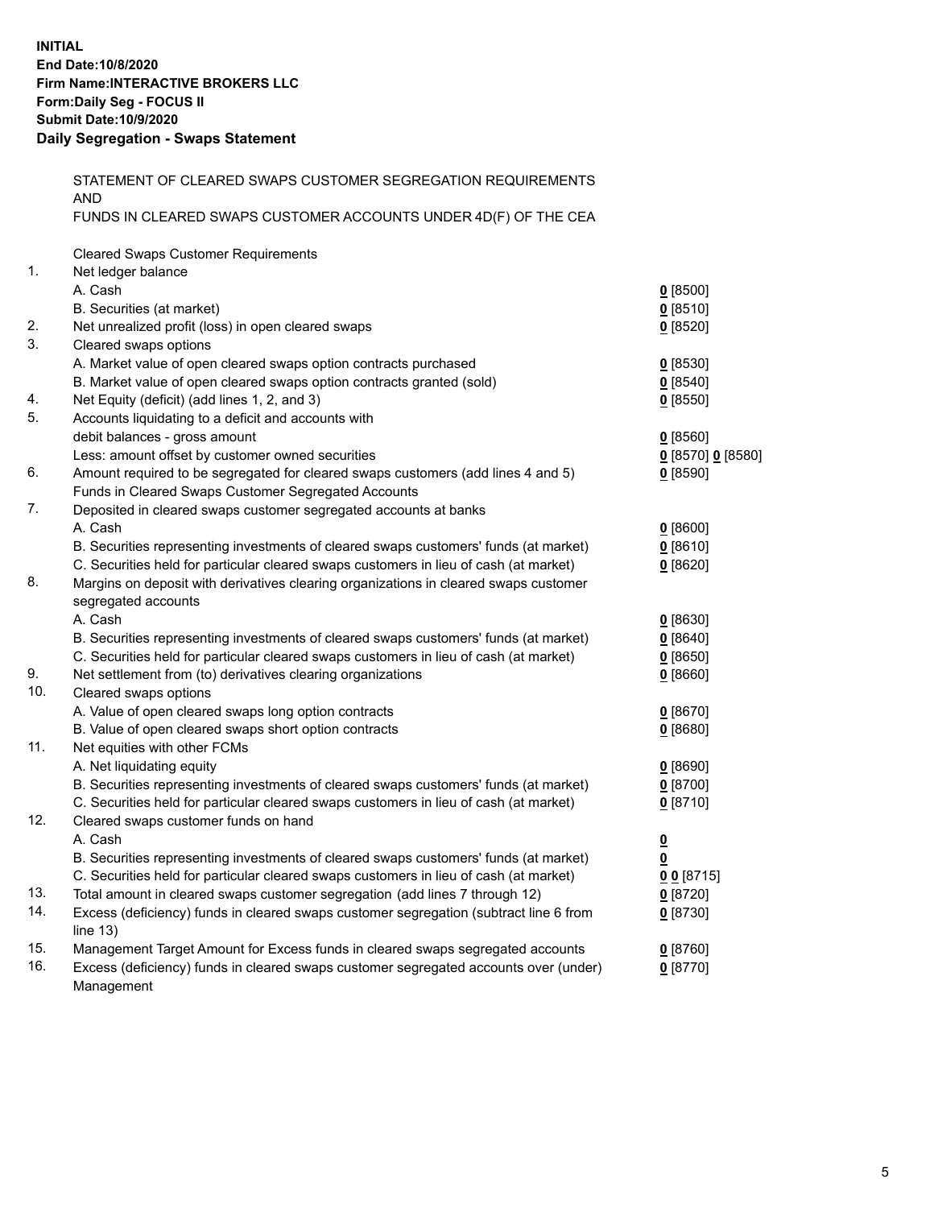**INITIAL**
**End Date:10/8/2020**
**Firm Name:INTERACTIVE BROKERS LLC**
**Form:Daily Seg - FOCUS II**
**Submit Date:10/9/2020**
**Daily Segregation - Swaps Statement**

STATEMENT OF CLEARED SWAPS CUSTOMER SEGREGATION REQUIREMENTS AND FUNDS IN CLEARED SWAPS CUSTOMER ACCOUNTS UNDER 4D(F) OF THE CEA

| | | |
|---|---|---|
| | Cleared Swaps Customer Requirements | |
| 1. | Net ledger balance | |
| | A. Cash | 0 [8500] |
| | B. Securities (at market) | 0 [8510] |
| 2. | Net unrealized profit (loss) in open cleared swaps | 0 [8520] |
| 3. | Cleared swaps options | |
| | A. Market value of open cleared swaps option contracts purchased | 0 [8530] |
| | B. Market value of open cleared swaps option contracts granted (sold) | 0 [8540] |
| 4. | Net Equity (deficit) (add lines 1, 2, and 3) | 0 [8550] |
| 5. | Accounts liquidating to a deficit and accounts with debit balances - gross amount | 0 [8560] |
| | Less: amount offset by customer owned securities | 0 [8570] 0 [8580] |
| 6. | Amount required to be segregated for cleared swaps customers (add lines 4 and 5) | 0 [8590] |
| | Funds in Cleared Swaps Customer Segregated Accounts | |
| 7. | Deposited in cleared swaps customer segregated accounts at banks | |
| | A. Cash | 0 [8600] |
| | B. Securities representing investments of cleared swaps customers' funds (at market) | 0 [8610] |
| | C. Securities held for particular cleared swaps customers in lieu of cash (at market) | 0 [8620] |
| 8. | Margins on deposit with derivatives clearing organizations in cleared swaps customer segregated accounts | |
| | A. Cash | 0 [8630] |
| | B. Securities representing investments of cleared swaps customers' funds (at market) | 0 [8640] |
| | C. Securities held for particular cleared swaps customers in lieu of cash (at market) | 0 [8650] |
| 9. | Net settlement from (to) derivatives clearing organizations | 0 [8660] |
| 10. | Cleared swaps options | |
| | A. Value of open cleared swaps long option contracts | 0 [8670] |
| | B. Value of open cleared swaps short option contracts | 0 [8680] |
| 11. | Net equities with other FCMs | |
| | A. Net liquidating equity | 0 [8690] |
| | B. Securities representing investments of cleared swaps customers' funds (at market) | 0 [8700] |
| | C. Securities held for particular cleared swaps customers in lieu of cash (at market) | 0 [8710] |
| 12. | Cleared swaps customer funds on hand | |
| | A. Cash | 0 |
| | B. Securities representing investments of cleared swaps customers' funds (at market) | 0 |
| | C. Securities held for particular cleared swaps customers in lieu of cash (at market) | 0 0 [8715] |
| 13. | Total amount in cleared swaps customer segregation (add lines 7 through 12) | 0 [8720] |
| 14. | Excess (deficiency) funds in cleared swaps customer segregation (subtract line 6 from line 13) | 0 [8730] |
| 15. | Management Target Amount for Excess funds in cleared swaps segregated accounts | 0 [8760] |
| 16. | Excess (deficiency) funds in cleared swaps customer segregated accounts over (under) Management | 0 [8770] |